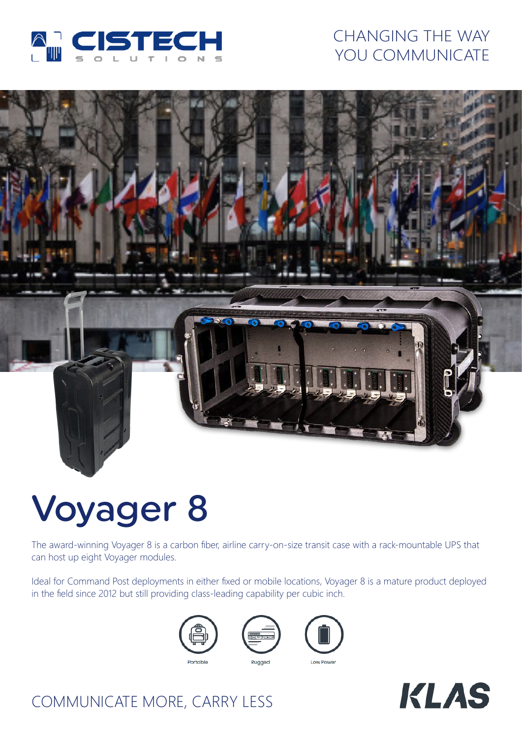CISTECH SOLUTIONS

CHANGING THE WAY YOU COMMUNICATE

# Voyager 8

The award-winning Voyager 8 is a carbon fiber, airline carry-on-size transit case with a rack-mountable UPS that can host up eight Voyager modules.

Ideal for Command Post deployments in either fixed or mobile locations, Voyager 8 is a mature product deployed in the field since 2012 but still providing class-leading capability per cubic inch.

Portable

Rugged

Low Power

COMMUNICATE MORE, CARRY LESS

KLAS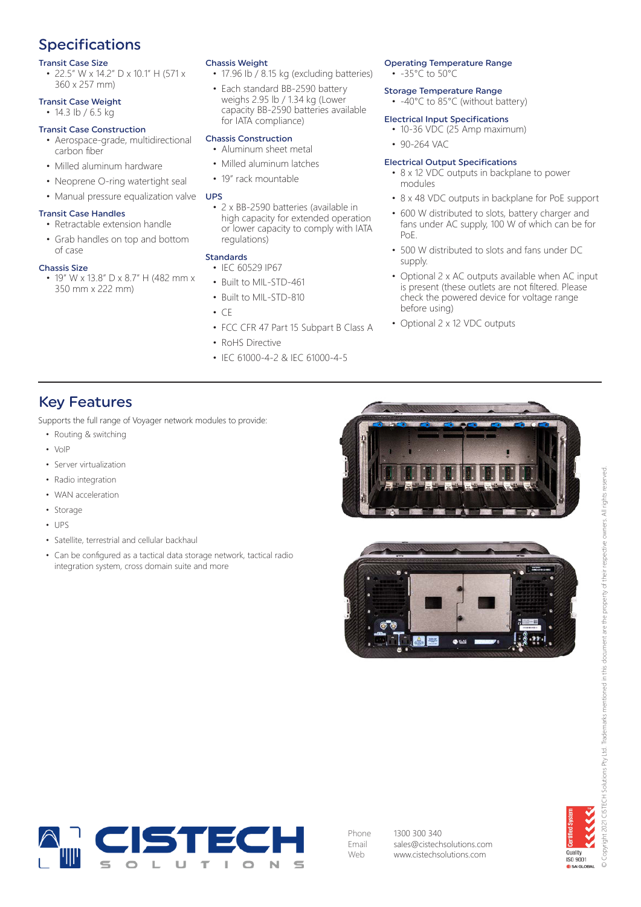# Specifications

### Transit Case Size
- 22.5" W x 14.2" D x 10.1" H (571 x 360 x 257 mm)

### Transit Case Weight
- 14.3 lb / 6.5 kg

### Transit Case Construction
- Aerospace-grade, multidirectional carbon fiber
- Milled aluminum hardware
- Neoprene O-ring watertight seal
- Manual pressure equalization valve

### Transit Case Handles
- Retractable extension handle
- Grab handles on top and bottom of case

### Chassis Size
- 19" W x 13.8" D x 8.7" H (482 mm x 350 mm x 222 mm)

### Chassis Weight
- 17.96 lb / 8.15 kg (excluding batteries)
- Each standard BB-2590 battery weighs 2.95 lb / 1.34 kg (Lower capacity BB-2590 batteries available for IATA compliance)

### Chassis Construction
- Aluminum sheet metal
- Milled aluminum latches
- 19" rack mountable

### UPS
- 2 x BB-2590 batteries (available in high capacity for extended operation or lower capacity to comply with IATA regulations)

### Standards
- IEC 60529 IP67
- Built to MIL-STD-461
- Built to MIL-STD-810
- CE
- FCC CFR 47 Part 15 Subpart B Class A
- RoHS Directive
- IEC 61000-4-2 & IEC 61000-4-5

### Operating Temperature Range
- -35°C to 50°C

### Storage Temperature Range
- -40°C to 85°C (without battery)

### Electrical Input Specifications
- 10-36 VDC (25 Amp maximum)
- 90-264 VAC

### Electrical Output Specifications
- 8 x 12 VDC outputs in backplane to power modules
- 8 x 48 VDC outputs in backplane for PoE support
- 600 W distributed to slots, battery charger and fans under AC supply, 100 W of which can be for PoE.
- 500 W distributed to slots and fans under DC supply.
- Optional 2 x AC outputs available when AC input is present (these outlets are not filtered. Please check the powered device for voltage range before using)
- Optional 2 x 12 VDC outputs

# Key Features

Supports the full range of Voyager network modules to provide:

- Routing & switching
- VoIP
- Server virtualization
- Radio integration
- WAN acceleration
- Storage
- UPS
- Satellite, terrestrial and cellular backhaul
- Can be configured as a tactical data storage network, tactical radio integration system, cross domain suite and more

CISTECH SOLUTIONS

Phone 1300 300 340
Email sales@cistechsolutions.com
Web www.cistechsolutions.com

Certified System Quality ISO 9001 SAI GLOBAL

© Copyright 2021 CISTECH Solutions Pty Ltd. Trademarks mentioned in this document are the property of their respective owners. All rights reserved.